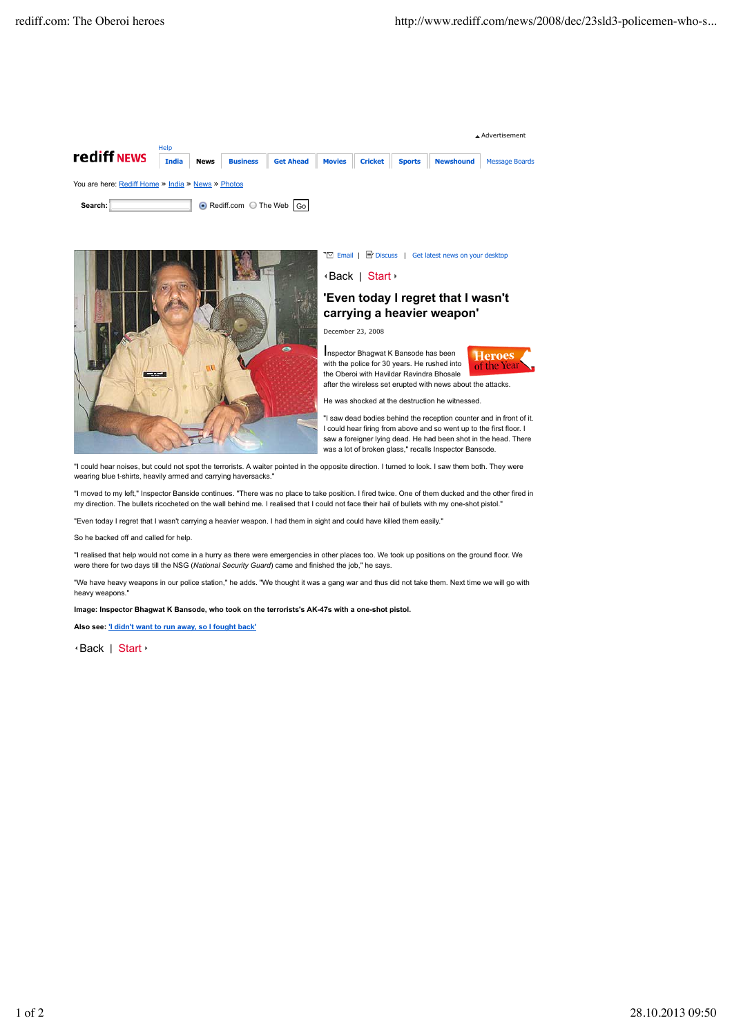Advertisement

rediff NEWS

Help

India | News | Business | Get Ahead | Movies | Cricket | Sports | Newshound | Message Boards

You are here: Rediff Home » India » News » Photos

Search: Rediff.com The Web Go

Email | Discuss | Get latest news on your desktop

Back | Start

# 'Even today I regret that I wasn't carrying a heavier weapon'

December 23, 2008

Heroes of the Year

Inspector Bhagwat K Bansode has been with the police for 30 years. He rushed into the Oberoi with Havildar Ravindra Bhosale after the wireless set erupted with news about the attacks.

He was shocked at the destruction he witnessed.

"I saw dead bodies behind the reception counter and in front of it. I could hear firing from above and so went up to the first floor. I saw a foreigner lying dead. He had been shot in the head. There was a lot of broken glass," recalls Inspector Bansode.

"I could hear noises, but could not spot the terrorists. A waiter pointed in the opposite direction. I turned to look. I saw them both. They were wearing blue t-shirts, heavily armed and carrying haversacks."

"I moved to my left," Inspector Banside continues. "There was no place to take position. I fired twice. One of them ducked and the other fired in my direction. The bullets ricocheted on the wall behind me. I realised that I could not face their hail of bullets with my one-shot pistol."

"Even today I regret that I wasn't carrying a heavier weapon. I had them in sight and could have killed them easily."

So he backed off and called for help.

"I realised that help would not come in a hurry as there were emergencies in other places too. We took up positions on the ground floor. We were there for two days till the NSG (*National Security Guard*) came and finished the job," he says.

"We have heavy weapons in our police station," he adds. "We thought it was a gang war and thus did not take them. Next time we will go with heavy weapons."

**Image: Inspector Bhagwat K Bansode, who took on the terrorists's AK-47s with a one-shot pistol.**

**Also see:** 'I didn't want to run away, so I fought back'

Back | Start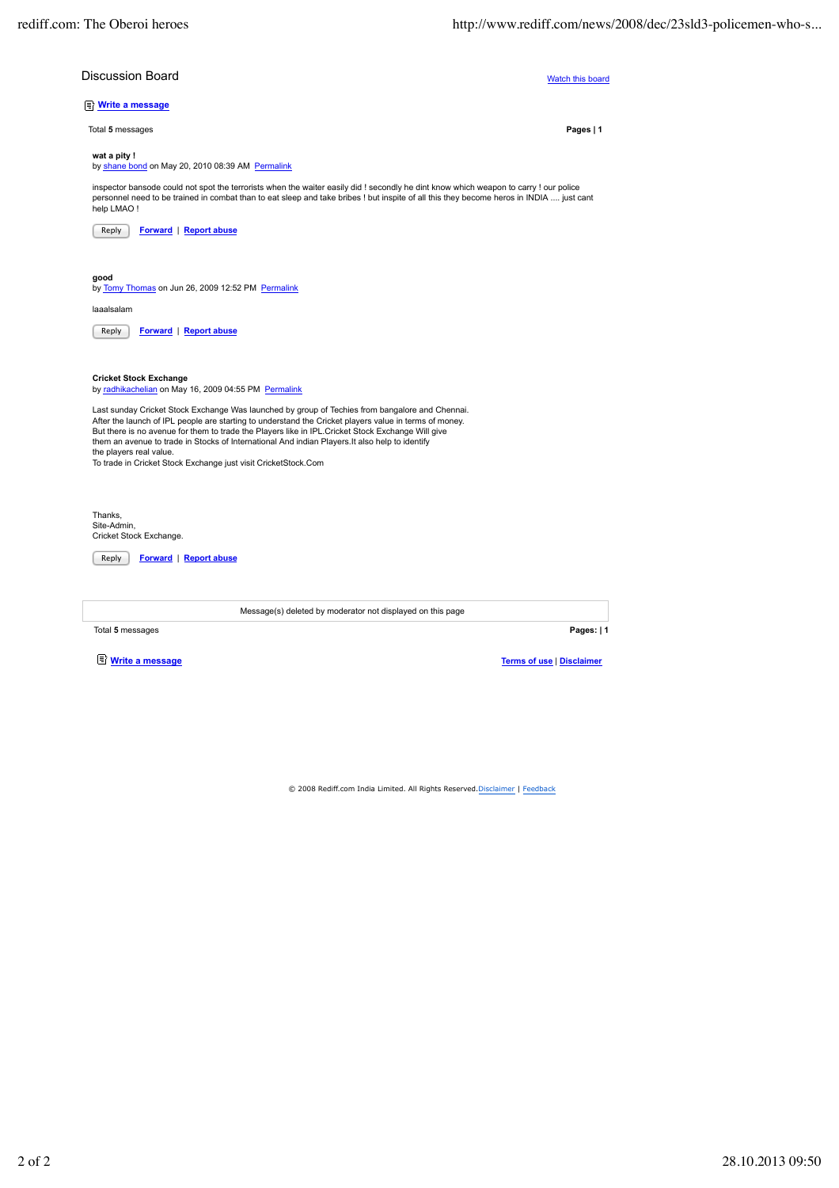## Discussion Board

Watch this board

Write a message

Total **5** messages

**Pages | 1**

**wat a pity !**
by shane bond on May 20, 2010 08:39 AM Permalink

inspector bansode could not spot the terrorists when the waiter easily did ! secondly he dint know which weapon to carry ! our police personnel need to be trained in combat than to eat sleep and take bribes ! but inspite of all this they become heros in INDIA .... just cant help LMAO !

Reply | Forward | Report abuse

**good**
by Tomy Thomas on Jun 26, 2009 12:52 PM Permalink

laaalsalam

Reply | Forward | Report abuse

**Cricket Stock Exchange**
by radhikachelian on May 16, 2009 04:55 PM Permalink

Last sunday Cricket Stock Exchange Was launched by group of Techies from bangalore and Chennai.
After the launch of IPL people are starting to understand the Cricket players value in terms of money.
But there is no avenue for them to trade the Players like in IPL.Cricket Stock Exchange Will give
them an avenue to trade in Stocks of International And indian Players.It also help to identify
the players real value.
To trade in Cricket Stock Exchange just visit CricketStock.Com

Thanks,
Site-Admin,
Cricket Stock Exchange.

Reply | Forward | Report abuse

Message(s) deleted by moderator not displayed on this page

Total **5** messages

**Pages: | 1**

Write a message

Terms of use | Disclaimer

© 2008 Rediff.com India Limited. All Rights Reserved. Disclaimer | Feedback